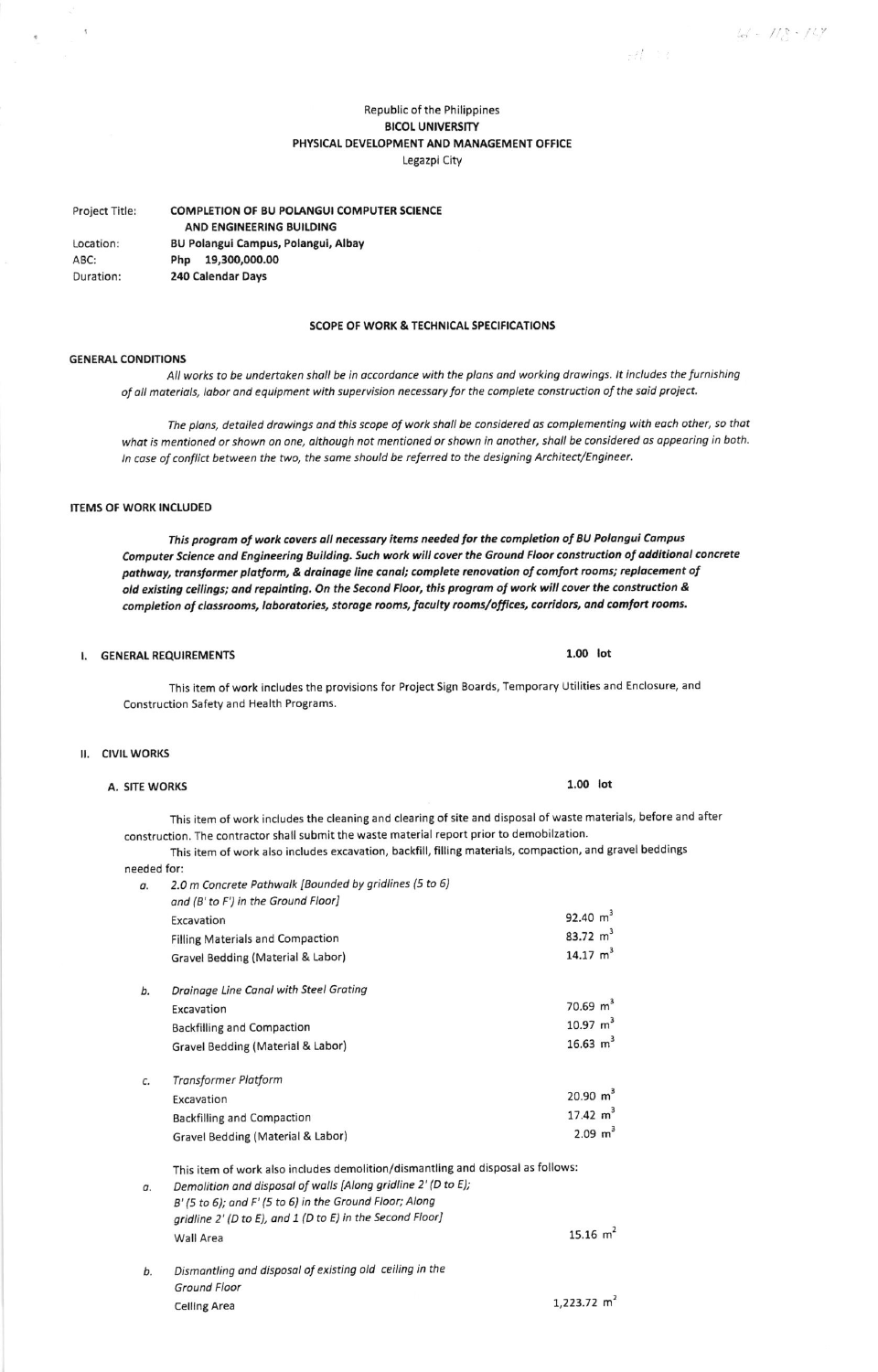Republic of the Philippines
**BICOL UNIVERSITY**
**PHYSICAL DEVELOPMENT AND MANAGEMENT OFFICE**
Legazpi City

| | |
|---|---|
| Project Title: | **COMPLETION OF BU POLANGUI COMPUTER SCIENCE AND ENGINEERING BUILDING** |
| Location: | **BU Polangui Campus, Polangui, Albay** |
| ABC: | **Php 19,300,000.00** |
| Duration: | **240 Calendar Days** |

## SCOPE OF WORK & TECHNICAL SPECIFICATIONS

### GENERAL CONDITIONS

*All works to be undertaken shall be in accordance with the plans and working drawings. It includes the furnishing of all materials, labor and equipment with supervision necessary for the complete construction of the said project.*

*The plans, detailed drawings and this scope of work shall be considered as complementing with each other, so that what is mentioned or shown on one, although not mentioned or shown in another, shall be considered as appearing in both. In case of conflict between the two, the same should be referred to the designing Architect/Engineer.*

### ITEMS OF WORK INCLUDED

***This program of work covers all necessary items needed for the completion of BU Polangui Campus Computer Science and Engineering Building. Such work will cover the Ground Floor construction of additional concrete pathway, transformer platform, & drainage line canal; complete renovation of comfort rooms; replacement of old existing ceilings; and repainting. On the Second Floor, this program of work will cover the construction & completion of classrooms, laboratories, storage rooms, faculty rooms/offices, corridors, and comfort rooms.***

### I. GENERAL REQUIREMENTS — 1.00 lot

This item of work includes the provisions for Project Sign Boards, Temporary Utilities and Enclosure, and Construction Safety and Health Programs.

### II. CIVIL WORKS

#### A. SITE WORKS — 1.00 lot

This item of work includes the cleaning and clearing of site and disposal of waste materials, before and after construction. The contractor shall submit the waste material report prior to demobilzation.

This item of work also includes excavation, backfill, filling materials, compaction, and gravel beddings needed for:

a. *2.0 m Concrete Pathwalk [Bounded by gridlines (5 to 6) and (B' to F') in the Ground Floor]*

| | |
|---|---|
| Excavation | 92.40 $m^3$ |
| Filling Materials and Compaction | 83.72 $m^3$ |
| Gravel Bedding (Material & Labor) | 14.17 $m^3$ |

b. *Drainage Line Canal with Steel Grating*

| | |
|---|---|
| Excavation | 70.69 $m^3$ |
| Backfilling and Compaction | 10.97 $m^3$ |
| Gravel Bedding (Material & Labor) | 16.63 $m^3$ |

c. *Transformer Platform*

| | |
|---|---|
| Excavation | 20.90 $m^3$ |
| Backfilling and Compaction | 17.42 $m^3$ |
| Gravel Bedding (Material & Labor) | 2.09 $m^3$ |

This item of work also includes demolition/dismantling and disposal as follows:

a. *Demolition and disposal of walls [Along gridline 2' (D to E); B' (5 to 6); and F' (5 to 6) in the Ground Floor; Along gridline 2' (D to E), and 1 (D to E) in the Second Floor]*

| | |
|---|---|
| Wall Area | 15.16 $m^2$ |

b. *Dismantling and disposal of existing old ceiling in the Ground Floor*

| | |
|---|---|
| Ceiling Area | 1,223.72 $m^2$ |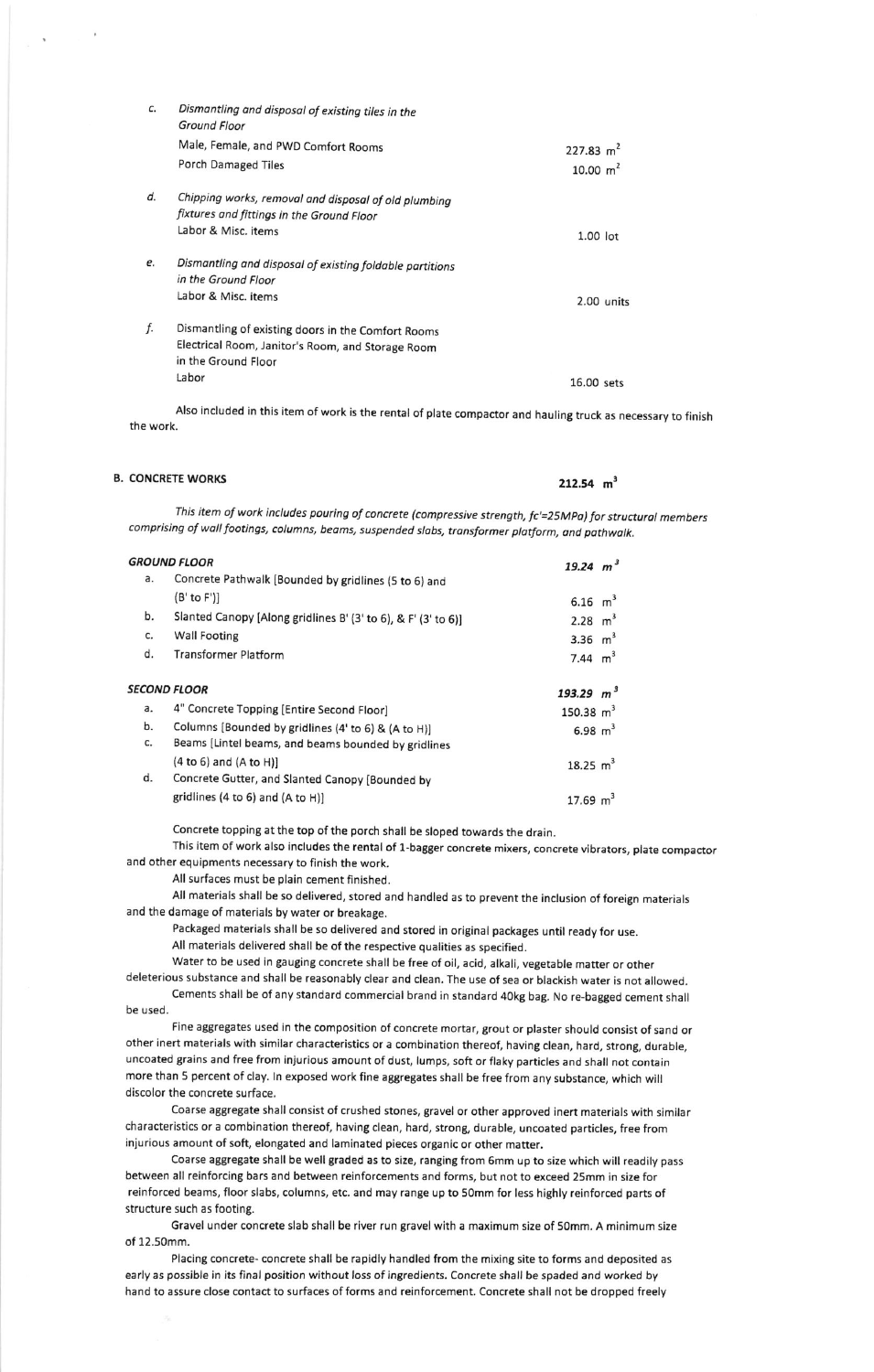c. *Dismantling and disposal of existing tiles in the Ground Floor*

| | |
|---|---|
| Male, Female, and PWD Comfort Rooms | 227.83 $m^2$ |
| Porch Damaged Tiles | 10.00 $m^2$ |

d. *Chipping works, removal and disposal of old plumbing fixtures and fittings in the Ground Floor*

| | |
|---|---|
| Labor & Misc. items | 1.00 lot |

e. *Dismantling and disposal of existing foldable partitions in the Ground Floor*

| | |
|---|---|
| Labor & Misc. items | 2.00 units |

*f.* Dismantling of existing doors in the Comfort Rooms Electrical Room, Janitor's Room, and Storage Room in the Ground Floor

| | |
|---|---|
| Labor | 16.00 sets |

Also included in this item of work is the rental of plate compactor and hauling truck as necessary to finish the work.

## B. CONCRETE WORKS — 212.54 $m^3$

*This item of work includes pouring of concrete (compressive strength, fc'=25MPa) for structural members comprising of wall footings, columns, beams, suspended slabs, transformer platform, and pathwalk.*

| | | |
|---|---|---|
| ***GROUND FLOOR*** | | ***19.24 $m^3$*** |
| a. | Concrete Pathwalk [Bounded by gridlines (5 to 6) and (B' to F')] | 6.16 $m^3$ |
| b. | Slanted Canopy [Along gridlines B' (3' to 6), & F' (3' to 6)] | 2.28 $m^3$ |
| c. | Wall Footing | 3.36 $m^3$ |
| d. | Transformer Platform | 7.44 $m^3$ |
| ***SECOND FLOOR*** | | ***193.29 $m^3$*** |
| a. | 4" Concrete Topping [Entire Second Floor] | 150.38 $m^3$ |
| b. | Columns [Bounded by gridlines (4' to 6) & (A to H)] | 6.98 $m^3$ |
| c. | Beams [Lintel beams, and beams bounded by gridlines (4 to 6) and (A to H)] | 18.25 $m^3$ |
| d. | Concrete Gutter, and Slanted Canopy [Bounded by gridlines (4 to 6) and (A to H)] | 17.69 $m^3$ |

Concrete topping at the top of the porch shall be sloped towards the drain.

This item of work also includes the rental of 1-bagger concrete mixers, concrete vibrators, plate compactor and other equipments necessary to finish the work.

All surfaces must be plain cement finished.

All materials shall be so delivered, stored and handled as to prevent the inclusion of foreign materials and the damage of materials by water or breakage.

Packaged materials shall be so delivered and stored in original packages until ready for use.

All materials delivered shall be of the respective qualities as specified.

Water to be used in gauging concrete shall be free of oil, acid, alkali, vegetable matter or other deleterious substance and shall be reasonably clear and clean. The use of sea or blackish water is not allowed.

Cements shall be of any standard commercial brand in standard 40kg bag. No re-bagged cement shall be used.

Fine aggregates used in the composition of concrete mortar, grout or plaster should consist of sand or other inert materials with similar characteristics or a combination thereof, having clean, hard, strong, durable, uncoated grains and free from injurious amount of dust, lumps, soft or flaky particles and shall not contain more than 5 percent of clay. In exposed work fine aggregates shall be free from any substance, which will discolor the concrete surface.

Coarse aggregate shall consist of crushed stones, gravel or other approved inert materials with similar characteristics or a combination thereof, having clean, hard, strong, durable, uncoated particles, free from injurious amount of soft, elongated and laminated pieces organic or other matter.

Coarse aggregate shall be well graded as to size, ranging from 6mm up to size which will readily pass between all reinforcing bars and between reinforcements and forms, but not to exceed 25mm in size for reinforced beams, floor slabs, columns, etc. and may range up to 50mm for less highly reinforced parts of structure such as footing.

Gravel under concrete slab shall be river run gravel with a maximum size of 50mm. A minimum size of 12.50mm.

Placing concrete- concrete shall be rapidly handled from the mixing site to forms and deposited as early as possible in its final position without loss of ingredients. Concrete shall be spaded and worked by hand to assure close contact to surfaces of forms and reinforcement. Concrete shall not be dropped freely